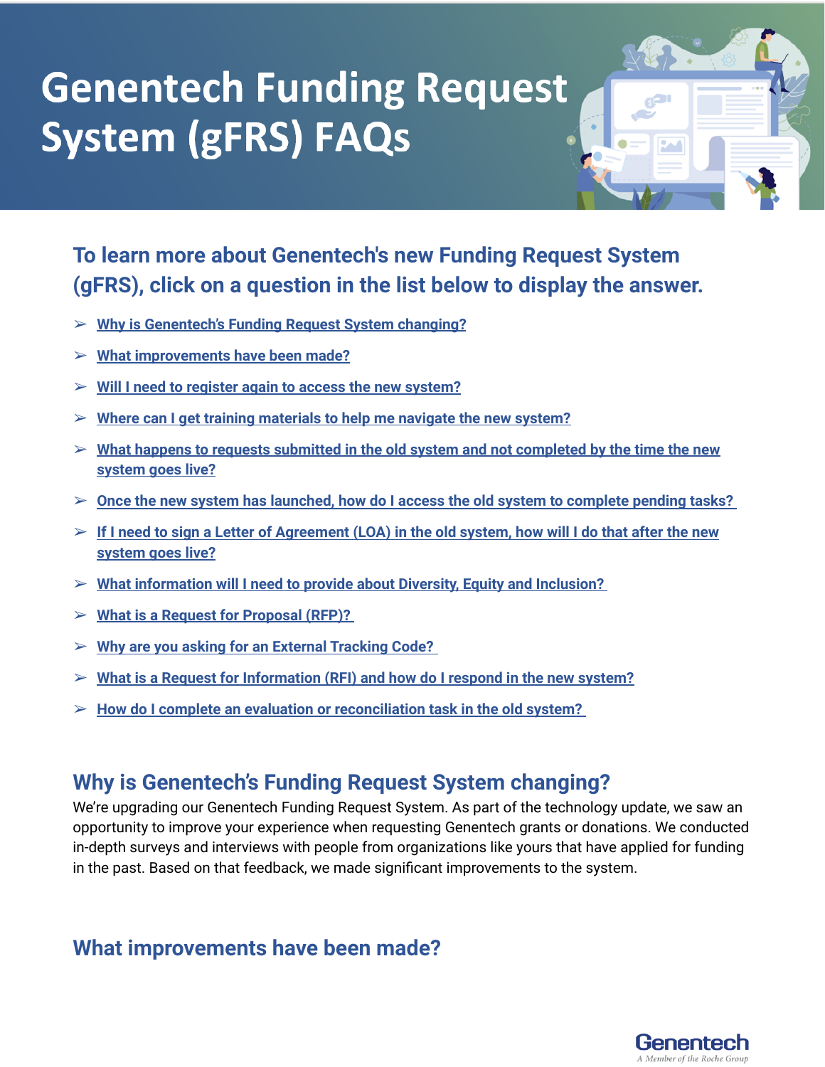# Genentech Funding Request System (gFRS) FAQs

## To learn more about Genentech's new Funding Request System (gFRS), click on a question in the list below to display the answer.

- Why is Genentech's Funding Request System changing?
- What improvements have been made?
- Will I need to register again to access the new system?
- Where can I get training materials to help me navigate the new system?
- What happens to requests submitted in the old system and not completed by the time the new system goes live?
- Once the new system has launched, how do I access the old system to complete pending tasks?
- If I need to sign a Letter of Agreement (LOA) in the old system, how will I do that after the new system goes live?
- What information will I need to provide about Diversity, Equity and Inclusion?
- What is a Request for Proposal (RFP)?
- Why are you asking for an External Tracking Code?
- What is a Request for Information (RFI) and how do I respond in the new system?
- How do I complete an evaluation or reconciliation task in the old system?

## Why is Genentech's Funding Request System changing?

We're upgrading our Genentech Funding Request System. As part of the technology update, we saw an opportunity to improve your experience when requesting Genentech grants or donations. We conducted in-depth surveys and interviews with people from organizations like yours that have applied for funding in the past. Based on that feedback, we made significant improvements to the system.

## What improvements have been made?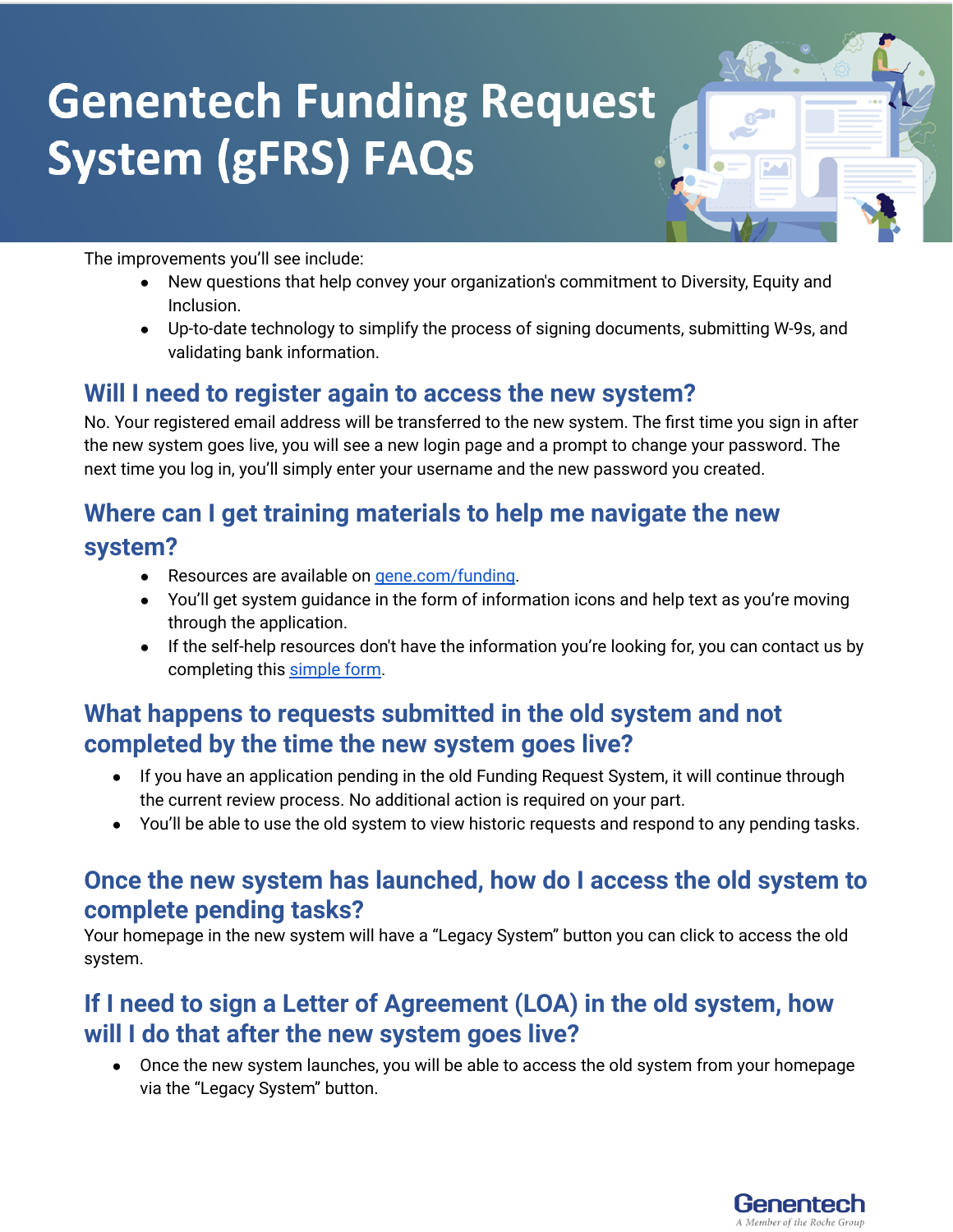# Genentech Funding Request System (gFRS) FAQs

The improvements you'll see include:

- New questions that help convey your organization's commitment to Diversity, Equity and Inclusion.
- Up-to-date technology to simplify the process of signing documents, submitting W-9s, and validating bank information.

## Will I need to register again to access the new system?

No. Your registered email address will be transferred to the new system. The first time you sign in after the new system goes live, you will see a new login page and a prompt to change your password. The next time you log in, you'll simply enter your username and the new password you created.

## Where can I get training materials to help me navigate the new system?

- Resources are available on [gene.com/funding](gene.com/funding).
- You'll get system guidance in the form of information icons and help text as you're moving through the application.
- If the self-help resources don't have the information you're looking for, you can contact us by completing this simple form.

## What happens to requests submitted in the old system and not completed by the time the new system goes live?

- If you have an application pending in the old Funding Request System, it will continue through the current review process. No additional action is required on your part.
- You'll be able to use the old system to view historic requests and respond to any pending tasks.

## Once the new system has launched, how do I access the old system to complete pending tasks?

Your homepage in the new system will have a "Legacy System" button you can click to access the old system.

## If I need to sign a Letter of Agreement (LOA) in the old system, how will I do that after the new system goes live?

- Once the new system launches, you will be able to access the old system from your homepage via the "Legacy System" button.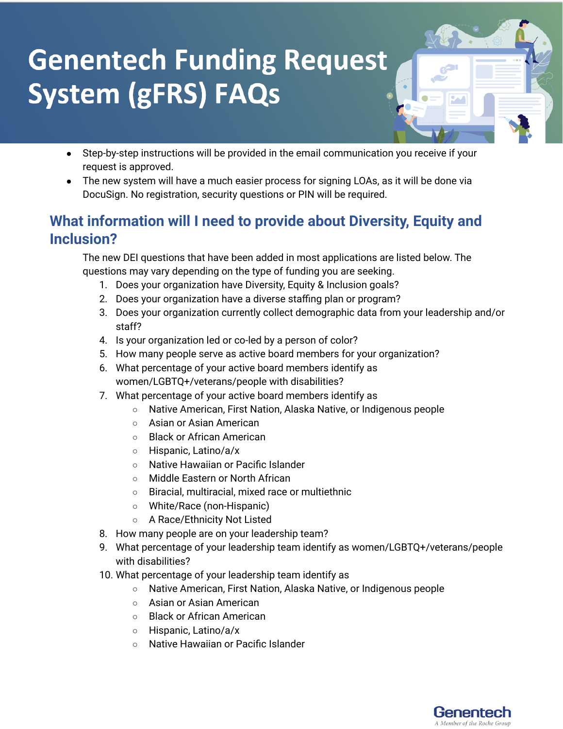# Genentech Funding Request System (gFRS) FAQs

- Step-by-step instructions will be provided in the email communication you receive if your request is approved.
- The new system will have a much easier process for signing LOAs, as it will be done via DocuSign. No registration, security questions or PIN will be required.

## What information will I need to provide about Diversity, Equity and Inclusion?

The new DEI questions that have been added in most applications are listed below. The questions may vary depending on the type of funding you are seeking.

1. Does your organization have Diversity, Equity & Inclusion goals?
2. Does your organization have a diverse staffing plan or program?
3. Does your organization currently collect demographic data from your leadership and/or staff?
4. Is your organization led or co-led by a person of color?
5. How many people serve as active board members for your organization?
6. What percentage of your active board members identify as women/LGBTQ+/veterans/people with disabilities?
7. What percentage of your active board members identify as
   - Native American, First Nation, Alaska Native, or Indigenous people
   - Asian or Asian American
   - Black or African American
   - Hispanic, Latino/a/x
   - Native Hawaiian or Pacific Islander
   - Middle Eastern or North African
   - Biracial, multiracial, mixed race or multiethnic
   - White/Race (non-Hispanic)
   - A Race/Ethnicity Not Listed
8. How many people are on your leadership team?
9. What percentage of your leadership team identify as women/LGBTQ+/veterans/people with disabilities?
10. What percentage of your leadership team identify as
    - Native American, First Nation, Alaska Native, or Indigenous people
    - Asian or Asian American
    - Black or African American
    - Hispanic, Latino/a/x
    - Native Hawaiian or Pacific Islander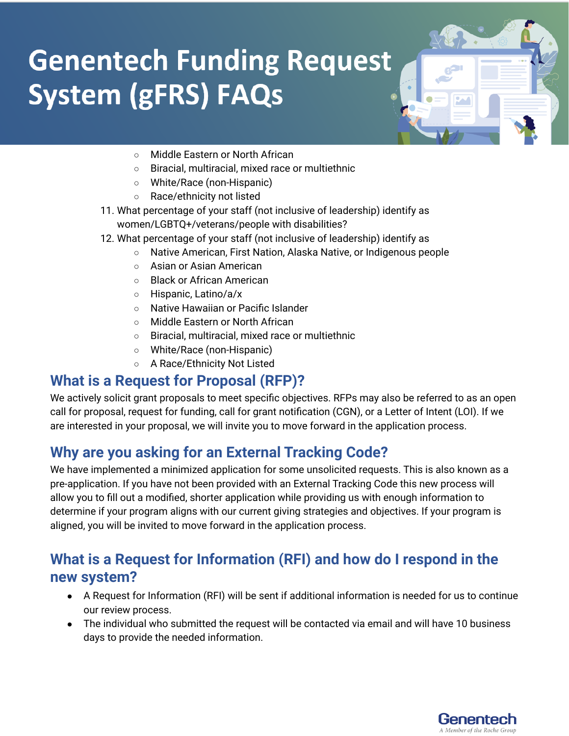- Middle Eastern or North African
- Biracial, multiracial, mixed race or multiethnic
- White/Race (non-Hispanic)
- Race/ethnicity not listed

11. What percentage of your staff (not inclusive of leadership) identify as women/LGBTQ+/veterans/people with disabilities?
12. What percentage of your staff (not inclusive of leadership) identify as
    - Native American, First Nation, Alaska Native, or Indigenous people
    - Asian or Asian American
    - Black or African American
    - Hispanic, Latino/a/x
    - Native Hawaiian or Pacific Islander
    - Middle Eastern or North African
    - Biracial, multiracial, mixed race or multiethnic
    - White/Race (non-Hispanic)
    - A Race/Ethnicity Not Listed

## What is a Request for Proposal (RFP)?

We actively solicit grant proposals to meet specific objectives. RFPs may also be referred to as an open call for proposal, request for funding, call for grant notification (CGN), or a Letter of Intent (LOI). If we are interested in your proposal, we will invite you to move forward in the application process.

## Why are you asking for an External Tracking Code?

We have implemented a minimized application for some unsolicited requests. This is also known as a pre-application. If you have not been provided with an External Tracking Code this new process will allow you to fill out a modified, shorter application while providing us with enough information to determine if your program aligns with our current giving strategies and objectives. If your program is aligned, you will be invited to move forward in the application process.

## What is a Request for Information (RFI) and how do I respond in the new system?

- A Request for Information (RFI) will be sent if additional information is needed for us to continue our review process.
- The individual who submitted the request will be contacted via email and will have 10 business days to provide the needed information.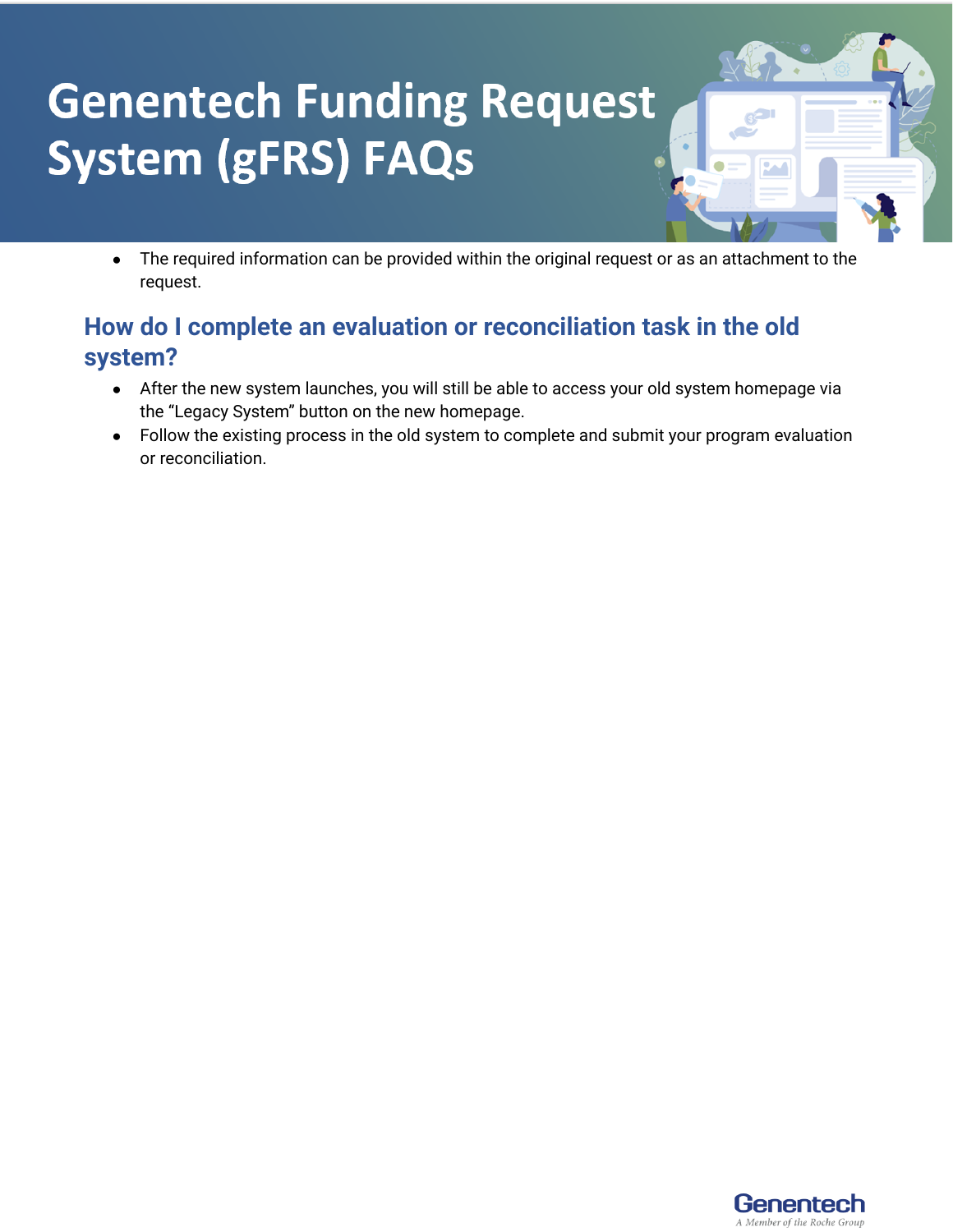- The required information can be provided within the original request or as an attachment to the request.

## How do I complete an evaluation or reconciliation task in the old system?

- After the new system launches, you will still be able to access your old system homepage via the "Legacy System" button on the new homepage.
- Follow the existing process in the old system to complete and submit your program evaluation or reconciliation.